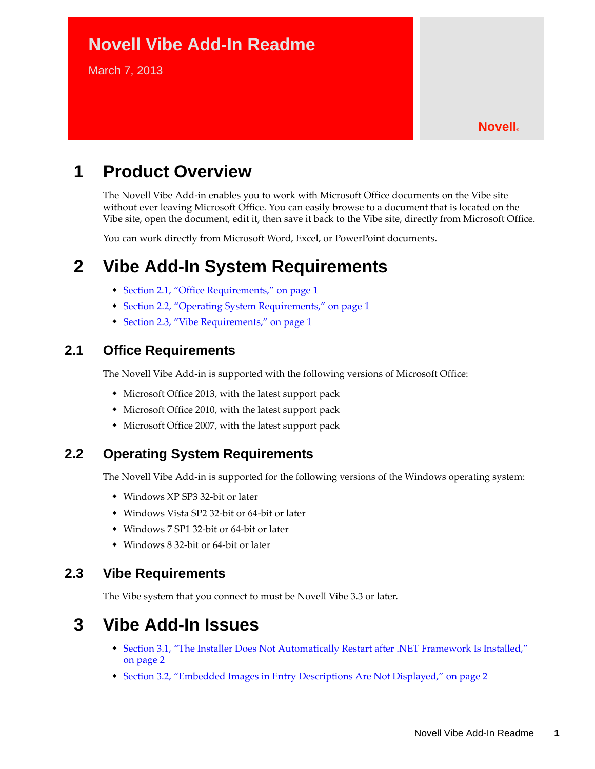# Novell Vibe Add-In Readme

March 7, 2013

Novell®

## 1 Product Overview

The Novell Vibe Add-in enables you to work with Microsoft Office documents on the Vibe site without ever leaving Microsoft Office. You can easily browse to a document that is located on the Vibe site, open the document, edit it, then save it back to the Vibe site, directly from Microsoft Office.

You can work directly from Microsoft Word, Excel, or PowerPoint documents.

## 2 Vibe Add-In System Requirements

- Section 2.1, "Office Requirements," on page 1
- Section 2.2, "Operating System Requirements," on page 1
- Section 2.3, "Vibe Requirements," on page 1

### 2.1 Office Requirements

The Novell Vibe Add-in is supported with the following versions of Microsoft Office:

- Microsoft Office 2013, with the latest support pack
- Microsoft Office 2010, with the latest support pack
- Microsoft Office 2007, with the latest support pack

### 2.2 Operating System Requirements

The Novell Vibe Add-in is supported for the following versions of the Windows operating system:

- Windows XP SP3 32-bit or later
- Windows Vista SP2 32-bit or 64-bit or later
- Windows 7 SP1 32-bit or 64-bit or later
- Windows 8 32-bit or 64-bit or later

### 2.3 Vibe Requirements

The Vibe system that you connect to must be Novell Vibe 3.3 or later.

## 3 Vibe Add-In Issues

- Section 3.1, "The Installer Does Not Automatically Restart after .NET Framework Is Installed," on page 2
- Section 3.2, "Embedded Images in Entry Descriptions Are Not Displayed," on page 2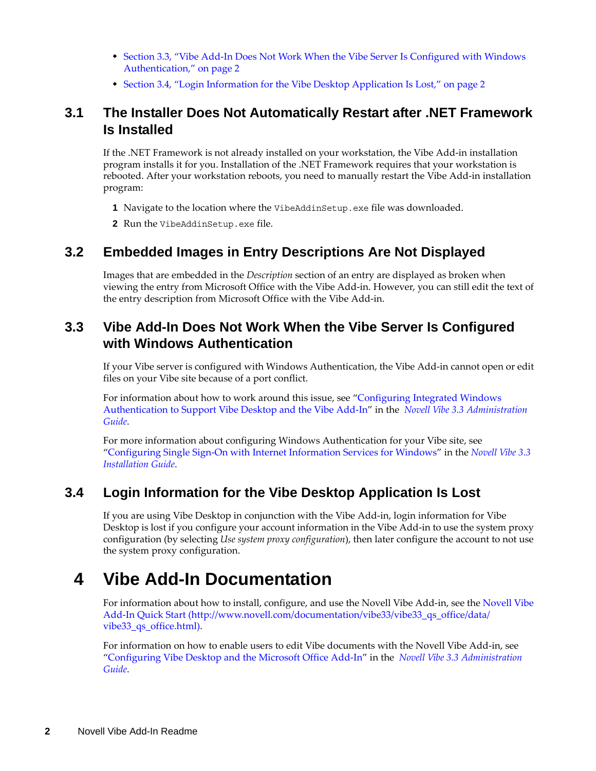- Section 3.3, "Vibe Add-In Does Not Work When the Vibe Server Is Configured with Windows Authentication," on page 2
- Section 3.4, "Login Information for the Vibe Desktop Application Is Lost," on page 2

## 3.1 The Installer Does Not Automatically Restart after .NET Framework Is Installed

If the .NET Framework is not already installed on your workstation, the Vibe Add-in installation program installs it for you. Installation of the .NET Framework requires that your workstation is rebooted. After your workstation reboots, you need to manually restart the Vibe Add-in installation program:

1. Navigate to the location where the `VibeAddinSetup.exe` file was downloaded.
2. Run the `VibeAddinSetup.exe` file.

## 3.2 Embedded Images in Entry Descriptions Are Not Displayed

Images that are embedded in the *Description* section of an entry are displayed as broken when viewing the entry from Microsoft Office with the Vibe Add-in. However, you can still edit the text of the entry description from Microsoft Office with the Vibe Add-in.

## 3.3 Vibe Add-In Does Not Work When the Vibe Server Is Configured with Windows Authentication

If your Vibe server is configured with Windows Authentication, the Vibe Add-in cannot open or edit files on your Vibe site because of a port conflict.

For information about how to work around this issue, see "Configuring Integrated Windows Authentication to Support Vibe Desktop and the Vibe Add-In" in the *Novell Vibe 3.3 Administration Guide*.

For more information about configuring Windows Authentication for your Vibe site, see "Configuring Single Sign-On with Internet Information Services for Windows" in the *Novell Vibe 3.3 Installation Guide*.

## 3.4 Login Information for the Vibe Desktop Application Is Lost

If you are using Vibe Desktop in conjunction with the Vibe Add-in, login information for Vibe Desktop is lost if you configure your account information in the Vibe Add-in to use the system proxy configuration (by selecting *Use system proxy configuration*), then later configure the account to not use the system proxy configuration.

# 4 Vibe Add-In Documentation

For information about how to install, configure, and use the Novell Vibe Add-in, see the Novell Vibe Add-In Quick Start (http://www.novell.com/documentation/vibe33/vibe33_qs_office/data/vibe33_qs_office.html).

For information on how to enable users to edit Vibe documents with the Novell Vibe Add-in, see "Configuring Vibe Desktop and the Microsoft Office Add-In" in the *Novell Vibe 3.3 Administration Guide*.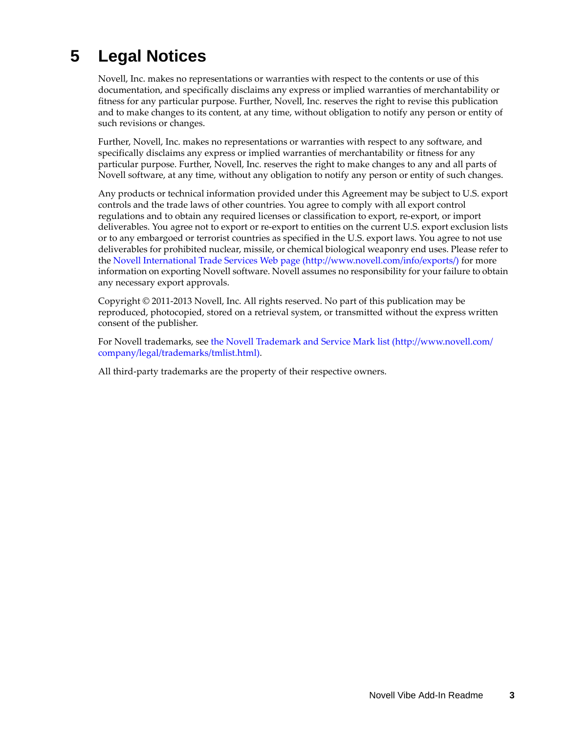# 5 Legal Notices

Novell, Inc. makes no representations or warranties with respect to the contents or use of this documentation, and specifically disclaims any express or implied warranties of merchantability or fitness for any particular purpose. Further, Novell, Inc. reserves the right to revise this publication and to make changes to its content, at any time, without obligation to notify any person or entity of such revisions or changes.

Further, Novell, Inc. makes no representations or warranties with respect to any software, and specifically disclaims any express or implied warranties of merchantability or fitness for any particular purpose. Further, Novell, Inc. reserves the right to make changes to any and all parts of Novell software, at any time, without any obligation to notify any person or entity of such changes.

Any products or technical information provided under this Agreement may be subject to U.S. export controls and the trade laws of other countries. You agree to comply with all export control regulations and to obtain any required licenses or classification to export, re-export, or import deliverables. You agree not to export or re-export to entities on the current U.S. export exclusion lists or to any embargoed or terrorist countries as specified in the U.S. export laws. You agree to not use deliverables for prohibited nuclear, missile, or chemical biological weaponry end uses. Please refer to the [Novell International Trade Services Web page (http://www.novell.com/info/exports/)](http://www.novell.com/info/exports/) for more information on exporting Novell software. Novell assumes no responsibility for your failure to obtain any necessary export approvals.

Copyright © 2011-2013 Novell, Inc. All rights reserved. No part of this publication may be reproduced, photocopied, stored on a retrieval system, or transmitted without the express written consent of the publisher.

For Novell trademarks, see [the Novell Trademark and Service Mark list (http://www.novell.com/company/legal/trademarks/tmlist.html)](http://www.novell.com/company/legal/trademarks/tmlist.html).

All third-party trademarks are the property of their respective owners.